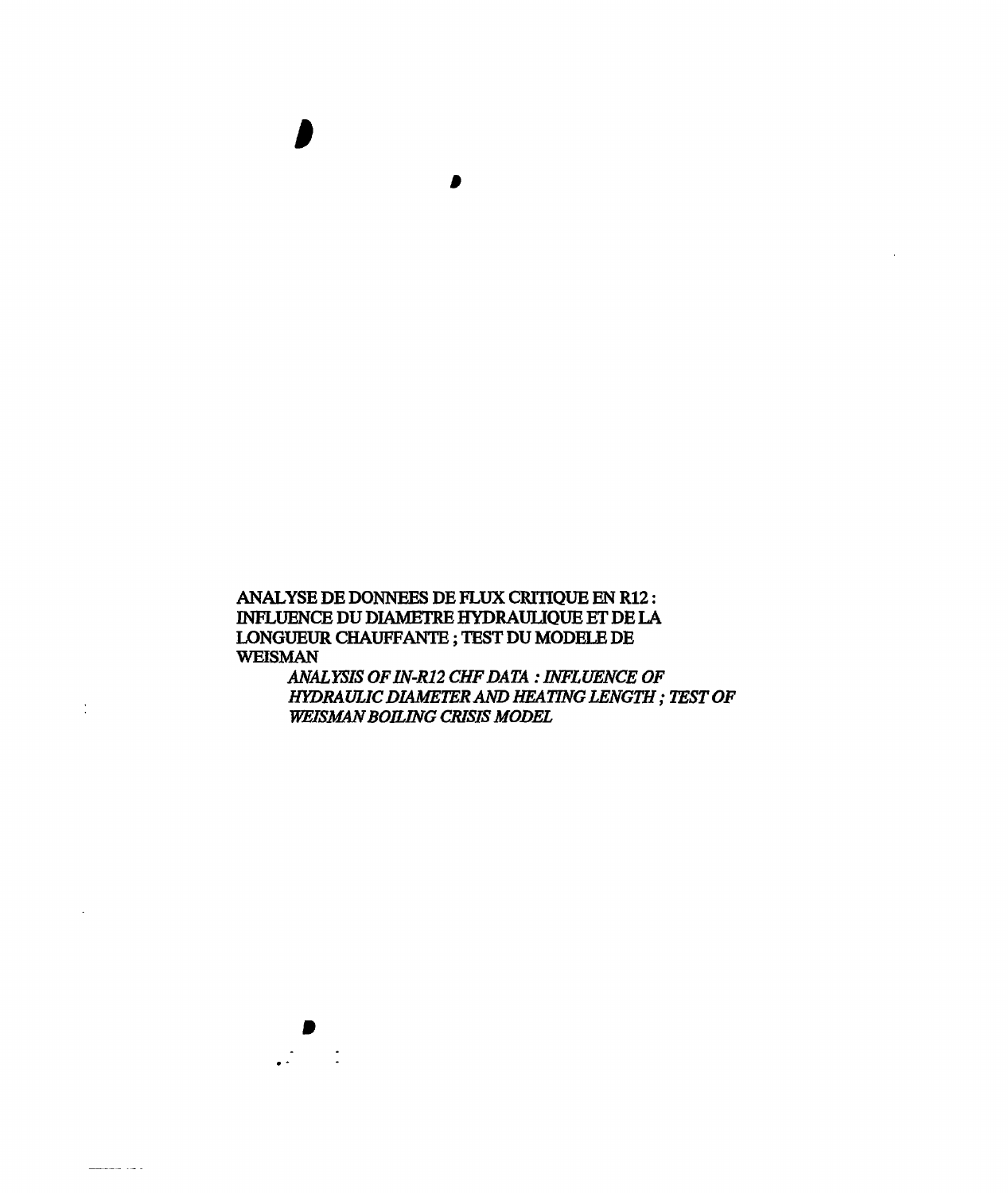# ANALYSE DE DONNEES DE FLUX CRITIQUE EN R12 : INFLUENCE DU DIAMETRE HYDRAULIQUE ET DE LA LONGUEUR CHAUFFANTE ; TEST DU MODELE DE WEISMAN

*ANALYSIS OF IN-R12 CHF DATA : INFLUENCE OF HYDRAULIC DIAMETER AND HEATING LENGTH ; TEST OF WEISMAN BOILING CRISIS MODEL*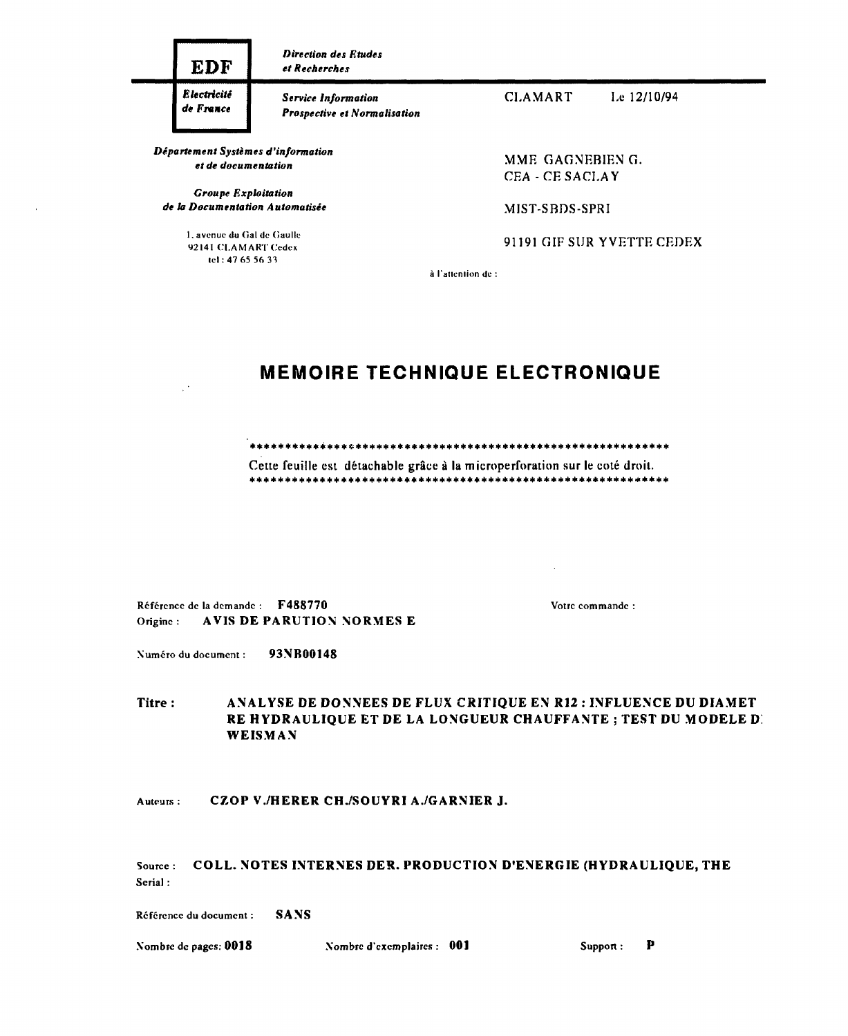**EDF**

***Electricité de France***

***Direction des Etudes et Recherches***

***Service Information Prospective et Normalisation***

CLAMART Le 12/10/94

***Département Systèmes d'information et de documentation***

***Groupe Exploitation de la Documentation Automatisée***

1, avenue du Gal de Gaulle
92141 CLAMART Cedex
tel : 47 65 56 33

MME GAGNEBIEN G.
CEA - CE SACLAY

MIST-SBDS-SPRI

91191 GIF SUR YVETTE CEDEX

à l'attention de :

# MEMOIRE TECHNIQUE ELECTRONIQUE

**************************************************************

Cette feuille est détachable grâce à la microperforation sur le coté droit.

**************************************************************

Référence de la demande : **F488770** Votre commande :

Origine : **AVIS DE PARUTION NORMES E**

Numéro du document : **93NB00148**

**Titre : ANALYSE DE DONNEES DE FLUX CRITIQUE EN R12 : INFLUENCE DU DIAMET RE HYDRAULIQUE ET DE LA LONGUEUR CHAUFFANTE ; TEST DU MODELE D WEISMAN**

Auteurs : **CZOP V./HERER CH./SOUYRI A./GARNIER J.**

Source : **COLL. NOTES INTERNES DER. PRODUCTION D'ENERGIE (HYDRAULIQUE, THE**

Serial :

Référence du document : **SANS**

Nombre de pages: **0018** Nombre d'exemplaires : **001** Support : **P**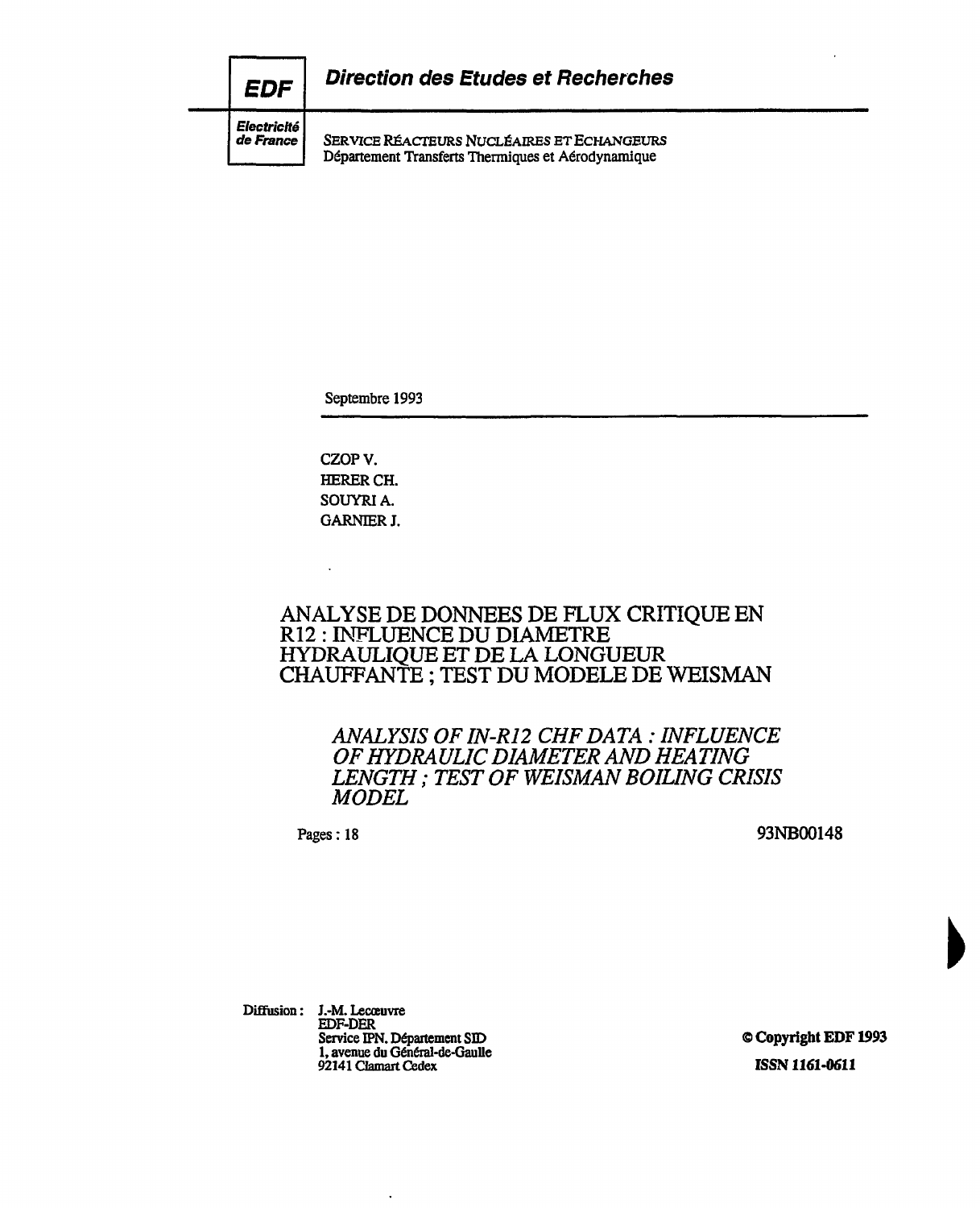**EDF**

**Electricité de France**

## *Direction des Etudes et Recherches*

SERVICE RÉACTEURS NUCLÉAIRES ET ECHANGEURS
Département Transferts Thermiques et Aérodynamique

Septembre 1993

CZOP V.
HERER CH.
SOUYRI A.
GARNIER J.

# ANALYSE DE DONNEES DE FLUX CRITIQUE EN R12 : INFLUENCE DU DIAMETRE HYDRAULIQUE ET DE LA LONGUEUR CHAUFFANTE ; TEST DU MODELE DE WEISMAN

## *ANALYSIS OF IN-R12 CHF DATA : INFLUENCE OF HYDRAULIC DIAMETER AND HEATING LENGTH ; TEST OF WEISMAN BOILING CRISIS MODEL*

Pages : 18

93NB00148

Diffusion : J.-M. Lecœuvre
EDF-DER
Service IPN. Département SID
1, avenue du Général-de-Gaulle
92141 Clamart Cedex

**© Copyright EDF 1993**

**ISSN 1161-0611**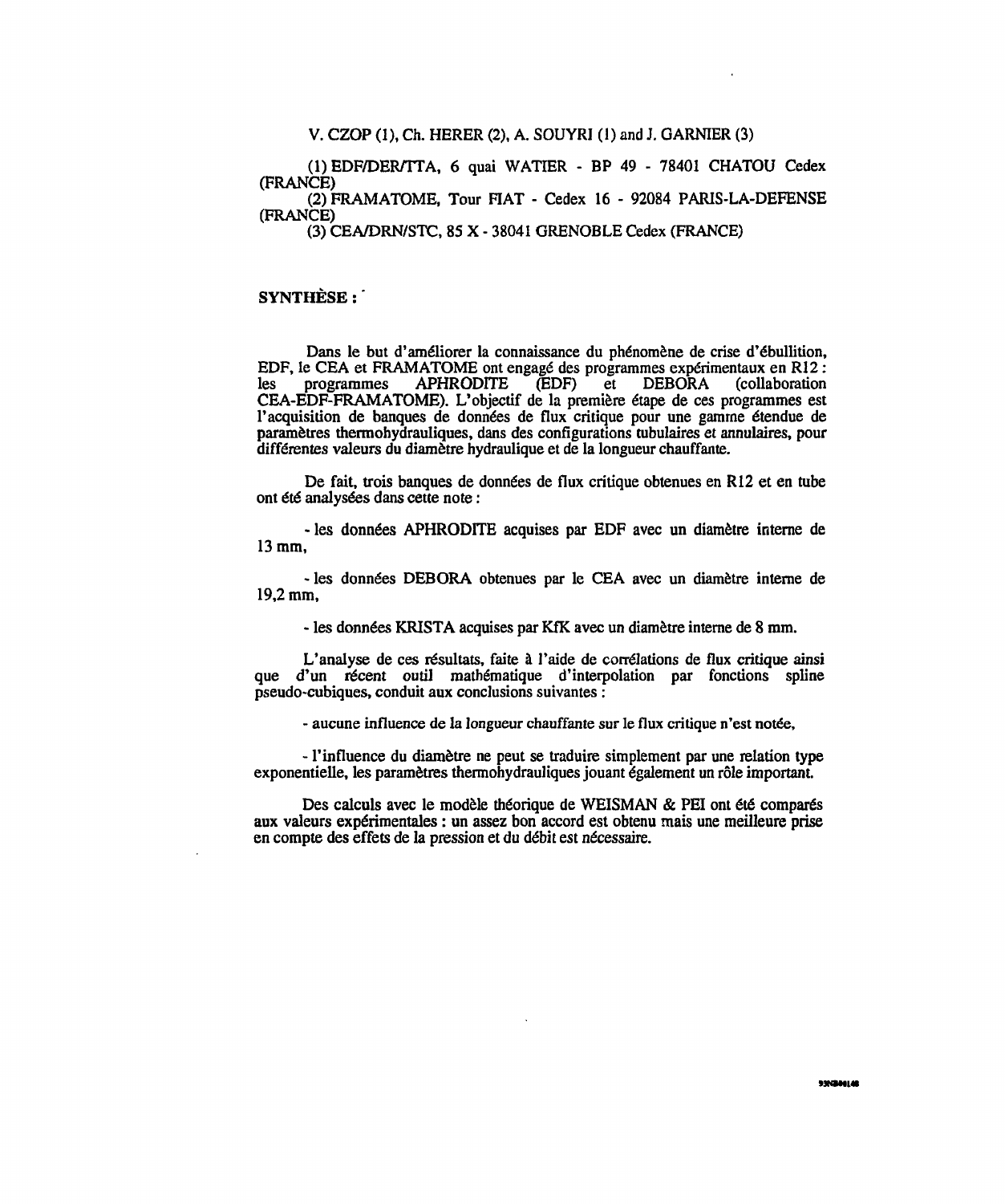V. CZOP (1), Ch. HERER (2), A. SOUYRI (1) and J. GARNIER (3)

(1) EDF/DER/TTA, 6 quai WATIER - BP 49 - 78401 CHATOU Cedex (FRANCE)
(2) FRAMATOME, Tour FIAT - Cedex 16 - 92084 PARIS-LA-DEFENSE (FRANCE)
(3) CEA/DRN/STC, 85 X - 38041 GRENOBLE Cedex (FRANCE)

**SYNTHÈSE :**

Dans le but d'améliorer la connaissance du phénomène de crise d'ébullition, EDF, le CEA et FRAMATOME ont engagé des programmes expérimentaux en R12 : les programmes APHRODITE (EDF) et DEBORA (collaboration CEA-EDF-FRAMATOME). L'objectif de la première étape de ces programmes est l'acquisition de banques de données de flux critique pour une gamme étendue de paramètres thermohydrauliques, dans des configurations tubulaires et annulaires, pour différentes valeurs du diamètre hydraulique et de la longueur chauffante.

De fait, trois banques de données de flux critique obtenues en R12 et en tube ont été analysées dans cette note :

- les données APHRODITE acquises par EDF avec un diamètre interne de 13 mm,

- les données DEBORA obtenues par le CEA avec un diamètre interne de 19,2 mm,

- les données KRISTA acquises par KfK avec un diamètre interne de 8 mm.

L'analyse de ces résultats, faite à l'aide de corrélations de flux critique ainsi que d'un récent outil mathématique d'interpolation par fonctions spline pseudo-cubiques, conduit aux conclusions suivantes :

- aucune influence de la longueur chauffante sur le flux critique n'est notée,

- l'influence du diamètre ne peut se traduire simplement par une relation type exponentielle, les paramètres thermohydrauliques jouant également un rôle important.

Des calculs avec le modèle théorique de WEISMAN & PEI ont été comparés aux valeurs expérimentales : un assez bon accord est obtenu mais une meilleure prise en compte des effets de la pression et du débit est nécessaire.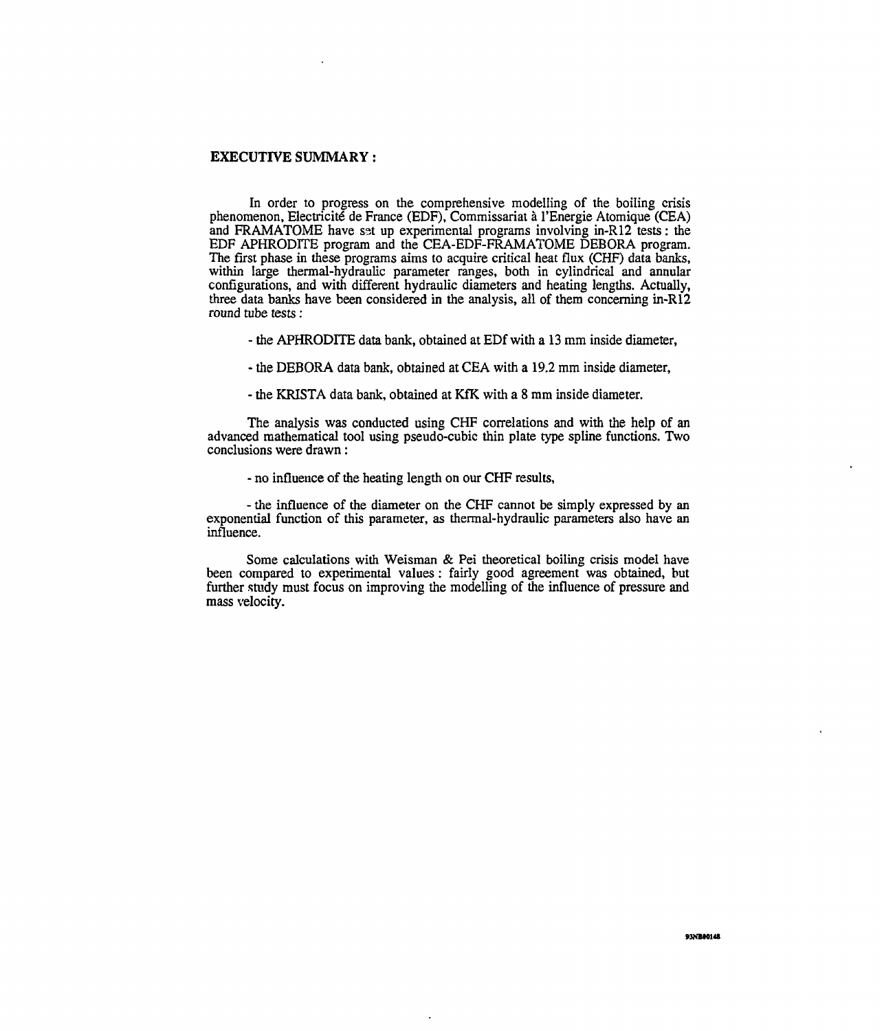## EXECUTIVE SUMMARY :

In order to progress on the comprehensive modelling of the boiling crisis phenomenon, Electricité de France (EDF), Commissariat à l'Energie Atomique (CEA) and FRAMATOME have set up experimental programs involving in-R12 tests : the EDF APHRODITE program and the CEA-EDF-FRAMATOME DEBORA program. The first phase in these programs aims to acquire critical heat flux (CHF) data banks, within large thermal-hydraulic parameter ranges, both in cylindrical and annular configurations, and with different hydraulic diameters and heating lengths. Actually, three data banks have been considered in the analysis, all of them concerning in-R12 round tube tests :

- the APHRODITE data bank, obtained at EDf with a 13 mm inside diameter,

- the DEBORA data bank, obtained at CEA with a 19.2 mm inside diameter,

- the KRISTA data bank, obtained at KfK with a 8 mm inside diameter.

The analysis was conducted using CHF correlations and with the help of an advanced mathematical tool using pseudo-cubic thin plate type spline functions. Two conclusions were drawn :

- no influence of the heating length on our CHF results,

- the influence of the diameter on the CHF cannot be simply expressed by an exponential function of this parameter, as thermal-hydraulic parameters also have an influence.

Some calculations with Weisman & Pei theoretical boiling crisis model have been compared to experimental values : fairly good agreement was obtained, but further study must focus on improving the modelling of the influence of pressure and mass velocity.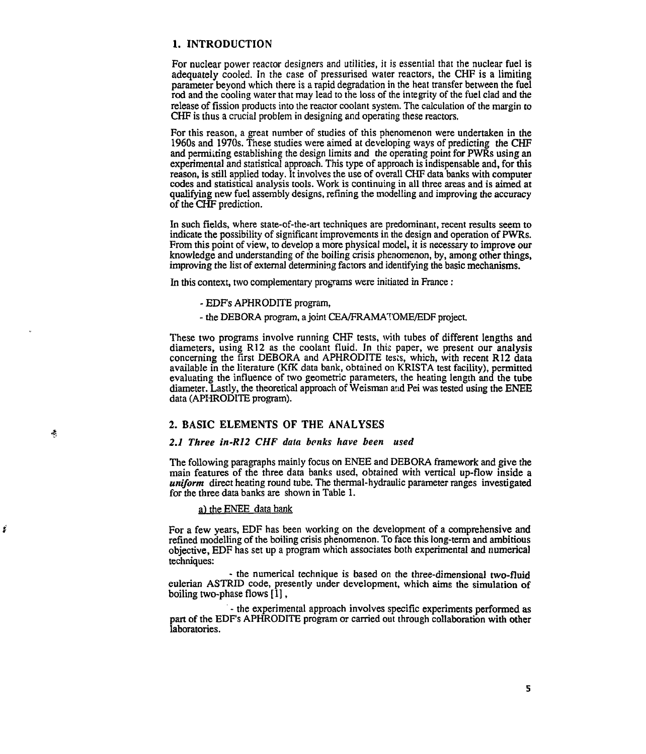## 1. INTRODUCTION

For nuclear power reactor designers and utilities, it is essential that the nuclear fuel is adequately cooled. In the case of pressurised water reactors, the CHF is a limiting parameter beyond which there is a rapid degradation in the heat transfer between the fuel rod and the cooling water that may lead to the loss of the integrity of the fuel clad and the release of fission products into the reactor coolant system. The calculation of the margin to CHF is thus a crucial problem in designing and operating these reactors.

For this reason, a great number of studies of this phenomenon were undertaken in the 1960s and 1970s. These studies were aimed at developing ways of predicting the CHF and permitting establishing the design limits and the operating point for PWRs using an experimental and statistical approach. This type of approach is indispensable and, for this reason, is still applied today. It involves the use of overall CHF data banks with computer codes and statistical analysis tools. Work is continuing in all three areas and is aimed at qualifying new fuel assembly designs, refining the modelling and improving the accuracy of the CHF prediction.

In such fields, where state-of-the-art techniques are predominant, recent results seem to indicate the possibility of significant improvements in the design and operation of PWRs. From this point of view, to develop a more physical model, it is necessary to improve our knowledge and understanding of the boiling crisis phenomenon, by, among other things, improving the list of external determining factors and identifying the basic mechanisms.

In this context, two complementary programs were initiated in France :

- EDF's APHRODITE program,
- the DEBORA program, a joint CEA/FRAMATOME/EDF project.

These two programs involve running CHF tests, with tubes of different lengths and diameters, using R12 as the coolant fluid. In this paper, we present our analysis concerning the first DEBORA and APHRODITE tests, which, with recent R12 data available in the literature (KfK data bank, obtained on KRISTA test facility), permitted evaluating the influence of two geometric parameters, the heating length and the tube diameter. Lastly, the theoretical approach of Weisman and Pei was tested using the ENEE data (APHRODITE program).

## 2. BASIC ELEMENTS OF THE ANALYSES

### *2.1 Three in-R12 CHF data banks have been used*

The following paragraphs mainly focus on ENEE and DEBORA framework and give the main features of the three data banks used, obtained with vertical up-flow inside a ***uniform*** direct heating round tube. The thermal-hydraulic parameter ranges investigated for the three data banks are shown in Table 1.

a) the ENEE data bank

For a few years, EDF has been working on the development of a comprehensive and refined modelling of the boiling crisis phenomenon. To face this long-term and ambitious objective, EDF has set up a program which associates both experimental and numerical techniques:

- the numerical technique is based on the three-dimensional two-fluid eulerian ASTRID code, presently under development, which aims the simulation of boiling two-phase flows [1] ,

- the experimental approach involves specific experiments performed as part of the EDF's APHRODITE program or carried out through collaboration with other laboratories.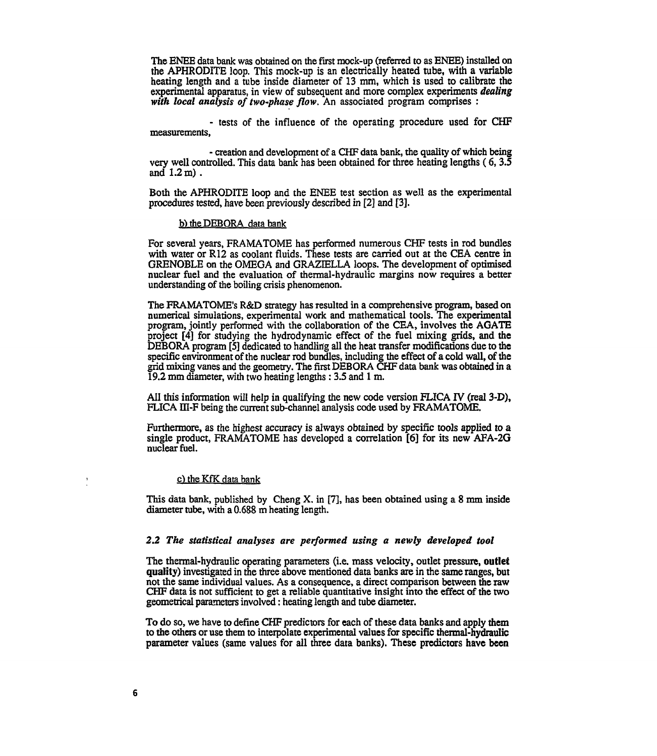The ENEE data bank was obtained on the first mock-up (referred to as ENEE) installed on the APHRODITE loop. This mock-up is an electrically heated tube, with a variable heating length and a tube inside diameter of 13 mm, which is used to calibrate the experimental apparatus, in view of subsequent and more complex experiments ***dealing with local analysis of two-phase flow***. An associated program comprises :

- tests of the influence of the operating procedure used for CHF measurements,

- creation and development of a CHF data bank, the quality of which being very well controlled. This data bank has been obtained for three heating lengths ( 6, 3.5 and 1.2 m) .

Both the APHRODITE loop and the ENEE test section as well as the experimental procedures tested, have been previously described in [2] and [3].

b) the DEBORA data bank

For several years, FRAMATOME has performed numerous CHF tests in rod bundles with water or R12 as coolant fluids. These tests are carried out at the CEA centre in GRENOBLE on the OMEGA and GRAZIELLA loops. The development of optimised nuclear fuel and the evaluation of thermal-hydraulic margins now requires a better understanding of the boiling crisis phenomenon.

The FRAMATOME's R&D strategy has resulted in a comprehensive program, based on numerical simulations, experimental work and mathematical tools. The experimental program, jointly performed with the collaboration of the CEA, involves the AGATE project [4] for studying the hydrodynamic effect of the fuel mixing grids, and the DEBORA program [5] dedicated to handling all the heat transfer modifications due to the specific environment of the nuclear rod bundles, including the effect of a cold wall, of the grid mixing vanes and the geometry. The first DEBORA CHF data bank was obtained in a 19.2 mm diameter, with two heating lengths : 3.5 and 1 m.

All this information will help in qualifying the new code version FLICA IV (real 3-D), FLICA III-F being the current sub-channel analysis code used by FRAMATOME.

Furthermore, as the highest accuracy is always obtained by specific tools applied to a single product, FRAMATOME has developed a correlation [6] for its new AFA-2G nuclear fuel.

c) the KfK data bank

This data bank, published by Cheng X. in [7], has been obtained using a 8 mm inside diameter tube, with a 0.688 m heating length.

### *2.2 The statistical analyses are performed using a newly developed tool*

The thermal-hydraulic operating parameters (i.e. mass velocity, outlet pressure, **outlet quality**) investigated in the three above mentioned data banks are in the same ranges, but not the same individual values. As a consequence, a direct comparison between the raw CHF data is not sufficient to get a reliable quantitative insight into the effect of the two geometrical parameters involved : heating length and tube diameter.

To do so, we have to define CHF predictors for each of these data banks and apply them to the others or use them to interpolate experimental values for specific thermal-hydraulic parameter values (same values for all three data banks). These predictors have been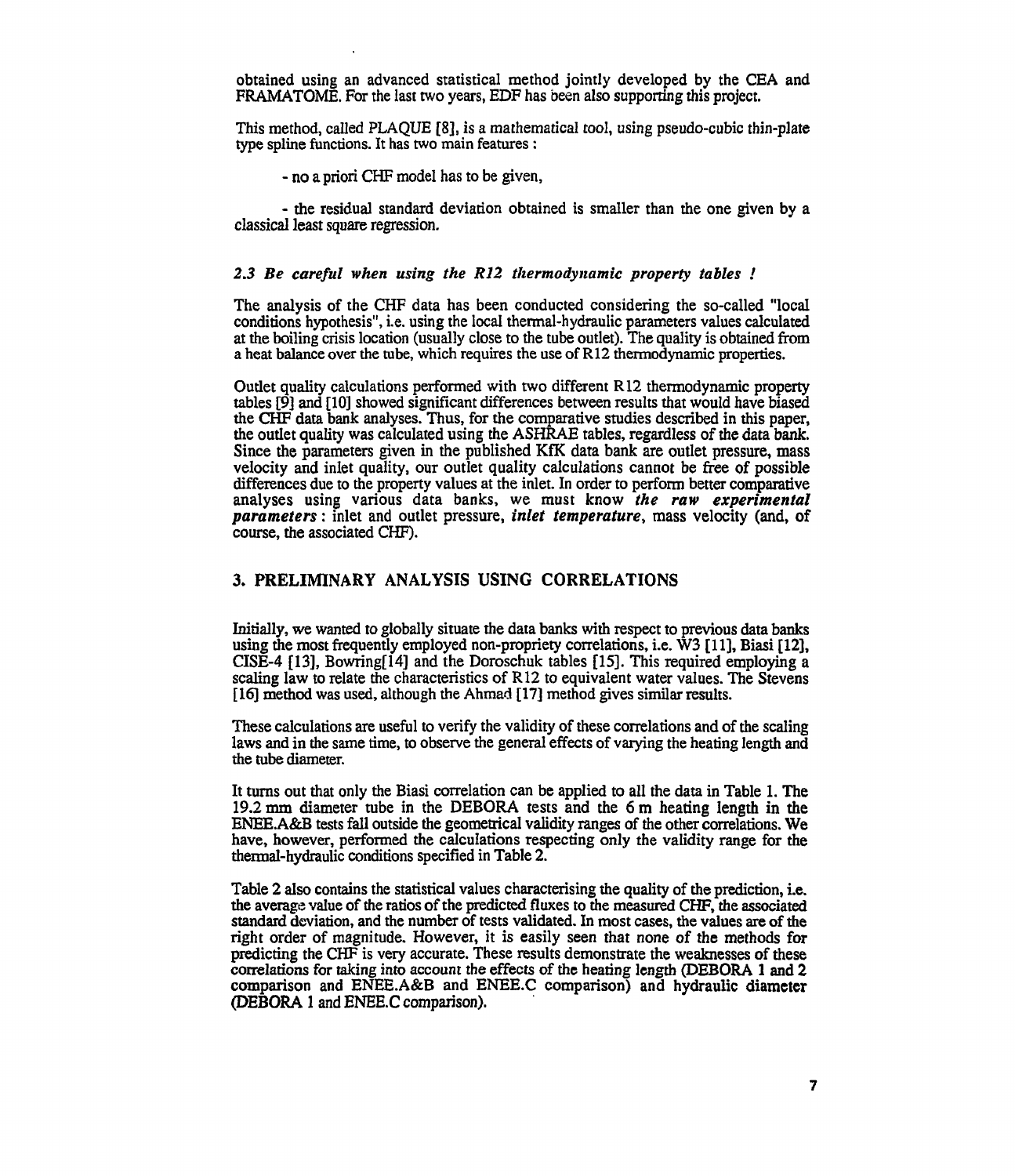obtained using an advanced statistical method jointly developed by the CEA and FRAMATOME. For the last two years, EDF has been also supporting this project.

This method, called PLAQUE [8], is a mathematical tool, using pseudo-cubic thin-plate type spline functions. It has two main features :

- no a priori CHF model has to be given,

- the residual standard deviation obtained is smaller than the one given by a classical least square regression.

### *2.3 Be careful when using the R12 thermodynamic property tables !*

The analysis of the CHF data has been conducted considering the so-called "local conditions hypothesis", i.e. using the local thermal-hydraulic parameters values calculated at the boiling crisis location (usually close to the tube outlet). The quality is obtained from a heat balance over the tube, which requires the use of R12 thermodynamic properties.

Outlet quality calculations performed with two different R12 thermodynamic property tables [9] and [10] showed significant differences between results that would have biased the CHF data bank analyses. Thus, for the comparative studies described in this paper, the outlet quality was calculated using the ASHRAE tables, regardless of the data bank. Since the parameters given in the published KfK data bank are outlet pressure, mass velocity and inlet quality, our outlet quality calculations cannot be free of possible differences due to the property values at the inlet. In order to perform better comparative analyses using various data banks, we must know ***the raw experimental parameters*** : inlet and outlet pressure, ***inlet temperature***, mass velocity (and, of course, the associated CHF).

## 3. PRELIMINARY ANALYSIS USING CORRELATIONS

Initially, we wanted to globally situate the data banks with respect to previous data banks using the most frequently employed non-propriety correlations, i.e. W3 [11], Biasi [12], CISE-4 [13], Bowring[14] and the Doroschuk tables [15]. This required employing a scaling law to relate the characteristics of R12 to equivalent water values. The Stevens [16] method was used, although the Ahmad [17] method gives similar results.

These calculations are useful to verify the validity of these correlations and of the scaling laws and in the same time, to observe the general effects of varying the heating length and the tube diameter.

It turns out that only the Biasi correlation can be applied to all the data in Table 1. The 19.2 mm diameter tube in the DEBORA tests and the 6 m heating length in the ENEE.A&B tests fall outside the geometrical validity ranges of the other correlations. We have, however, performed the calculations respecting only the validity range for the thermal-hydraulic conditions specified in Table 2.

Table 2 also contains the statistical values characterising the quality of the prediction, i.e. the average value of the ratios of the predicted fluxes to the measured CHF, the associated standard deviation, and the number of tests validated. In most cases, the values are of the right order of magnitude. However, it is easily seen that none of the methods for predicting the CHF is very accurate. These results demonstrate the weaknesses of these correlations for taking into account the effects of the heating length (DEBORA 1 and 2 comparison and ENEE.A&B and ENEE.C comparison) and hydraulic diameter (DEBORA 1 and ENEE.C comparison).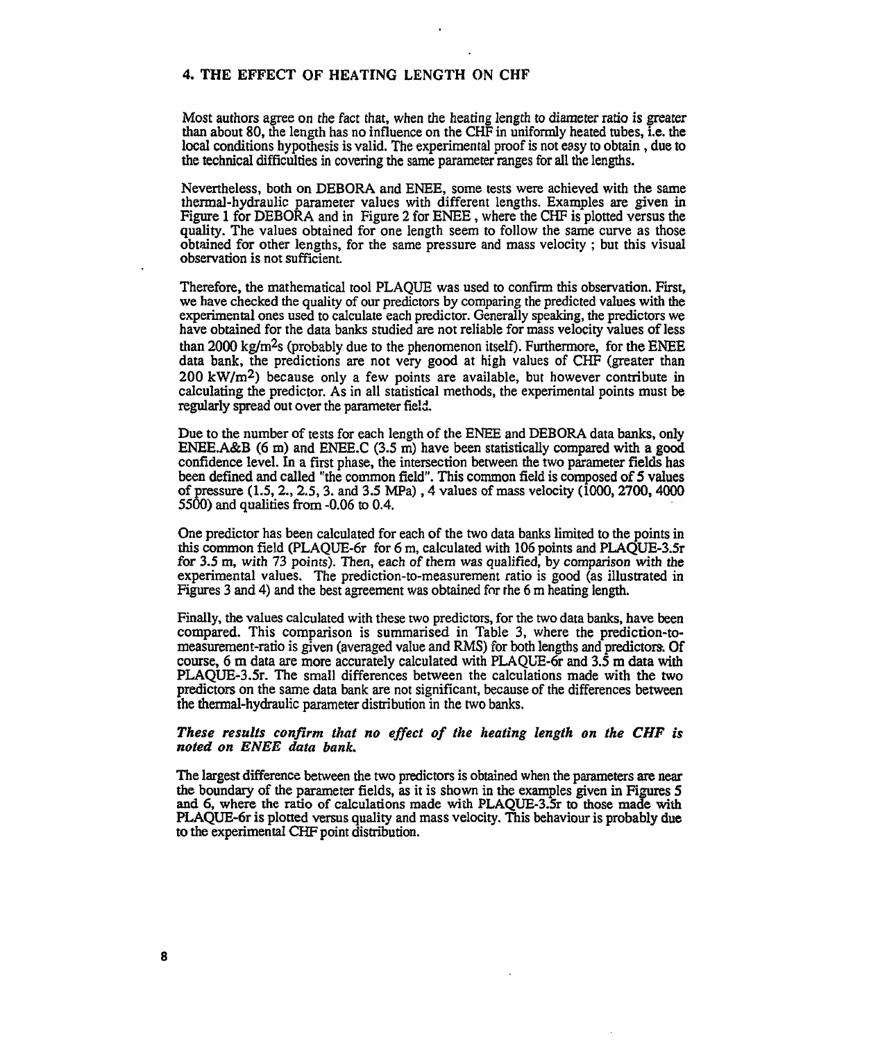## 4. THE EFFECT OF HEATING LENGTH ON CHF

Most authors agree on the fact that, when the heating length to diameter ratio is greater than about 80, the length has no influence on the CHF in uniformly heated tubes, i.e. the local conditions hypothesis is valid. The experimental proof is not easy to obtain , due to the technical difficulties in covering the same parameter ranges for all the lengths.

Nevertheless, both on DEBORA and ENEE, some tests were achieved with the same thermal-hydraulic parameter values with different lengths. Examples are given in Figure 1 for DEBORA and in Figure 2 for ENEE , where the CHF is plotted versus the quality. The values obtained for one length seem to follow the same curve as those obtained for other lengths, for the same pressure and mass velocity ; but this visual observation is not sufficient.

Therefore, the mathematical tool PLAQUE was used to confirm this observation. First, we have checked the quality of our predictors by comparing the predicted values with the experimental ones used to calculate each predictor. Generally speaking, the predictors we have obtained for the data banks studied are not reliable for mass velocity values of less than 2000 $kg/m^2s$ (probably due to the phenomenon itself). Furthermore, for the ENEE data bank, the predictions are not very good at high values of CHF (greater than 200 $kW/m^2$) because only a few points are available, but however contribute in calculating the predictor. As in all statistical methods, the experimental points must be regularly spread out over the parameter field.

Due to the number of tests for each length of the ENEE and DEBORA data banks, only ENEE.A&B (6 m) and ENEE.C (3.5 m) have been statistically compared with a good confidence level. In a first phase, the intersection between the two parameter fields has been defined and called "the common field". This common field is composed of 5 values of pressure (1.5, 2., 2.5, 3. and 3.5 MPa) , 4 values of mass velocity (1000, 2700, 4000 5500) and qualities from -0.06 to 0.4.

One predictor has been calculated for each of the two data banks limited to the points in this common field (PLAQUE-6r for 6 m, calculated with 106 points and PLAQUE-3.5r for 3.5 m, with 73 points). Then, each of them was qualified, by comparison with the experimental values. The prediction-to-measurement ratio is good (as illustrated in Figures 3 and 4) and the best agreement was obtained for the 6 m heating length.

Finally, the values calculated with these two predictors, for the two data banks, have been compared. This comparison is summarised in Table 3, where the prediction-to-measurement-ratio is given (averaged value and RMS) for both lengths and predictors. Of course, 6 m data are more accurately calculated with PLAQUE-6r and 3.5 m data with PLAQUE-3.5r. The small differences between the calculations made with the two predictors on the same data bank are not significant, because of the differences between the thermal-hydraulic parameter distribution in the two banks.

***These results confirm that no effect of the heating length on the CHF is noted on ENEE data bank.***

The largest difference between the two predictors is obtained when the parameters are near the boundary of the parameter fields, as it is shown in the examples given in Figures 5 and 6, where the ratio of calculations made with PLAQUE-3.5r to those made with PLAQUE-6r is plotted versus quality and mass velocity. This behaviour is probably due to the experimental CHF point distribution.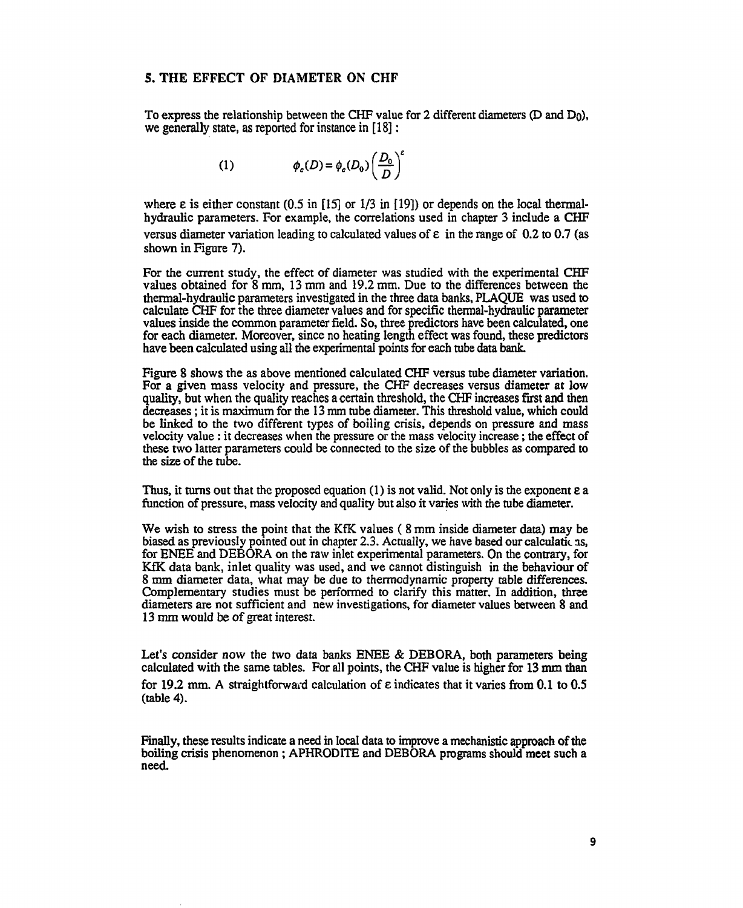## 5. THE EFFECT OF DIAMETER ON CHF

To express the relationship between the CHF value for 2 different diameters (D and $D_0$), we generally state, as reported for instance in [18] :

$$(1) \qquad \phi_c(D) = \phi_c(D_0)\left(\frac{D_0}{D}\right)^{\varepsilon}$$

where $\varepsilon$ is either constant (0.5 in [15] or 1/3 in [19]) or depends on the local thermal-hydraulic parameters. For example, the correlations used in chapter 3 include a CHF versus diameter variation leading to calculated values of $\varepsilon$ in the range of 0.2 to 0.7 (as shown in Figure 7).

For the current study, the effect of diameter was studied with the experimental CHF values obtained for 8 mm, 13 mm and 19.2 mm. Due to the differences between the thermal-hydraulic parameters investigated in the three data banks, PLAQUE was used to calculate CHF for the three diameter values and for specific thermal-hydraulic parameter values inside the common parameter field. So, three predictors have been calculated, one for each diameter. Moreover, since no heating length effect was found, these predictors have been calculated using all the experimental points for each tube data bank.

Figure 8 shows the as above mentioned calculated CHF versus tube diameter variation. For a given mass velocity and pressure, the CHF decreases versus diameter at low quality, but when the quality reaches a certain threshold, the CHF increases first and then decreases ; it is maximum for the 13 mm tube diameter. This threshold value, which could be linked to the two different types of boiling crisis, depends on pressure and mass velocity value : it decreases when the pressure or the mass velocity increase ; the effect of these two latter parameters could be connected to the size of the bubbles as compared to the size of the tube.

Thus, it turns out that the proposed equation (1) is not valid. Not only is the exponent $\varepsilon$ a function of pressure, mass velocity and quality but also it varies with the tube diameter.

We wish to stress the point that the KfK values ( 8 mm inside diameter data) may be biased as previously pointed out in chapter 2.3. Actually, we have based our calculations, for ENEE and DEBORA on the raw inlet experimental parameters. On the contrary, for KfK data bank, inlet quality was used, and we cannot distinguish in the behaviour of 8 mm diameter data, what may be due to thermodynamic property table differences. Complementary studies must be performed to clarify this matter. In addition, three diameters are not sufficient and new investigations, for diameter values between 8 and 13 mm would be of great interest.

Let's consider now the two data banks ENEE & DEBORA, both parameters being calculated with the same tables. For all points, the CHF value is higher for 13 mm than for 19.2 mm. A straightforward calculation of $\varepsilon$ indicates that it varies from 0.1 to 0.5 (table 4).

Finally, these results indicate a need in local data to improve a mechanistic approach of the boiling crisis phenomenon ; APHRODITE and DEBORA programs should meet such a need.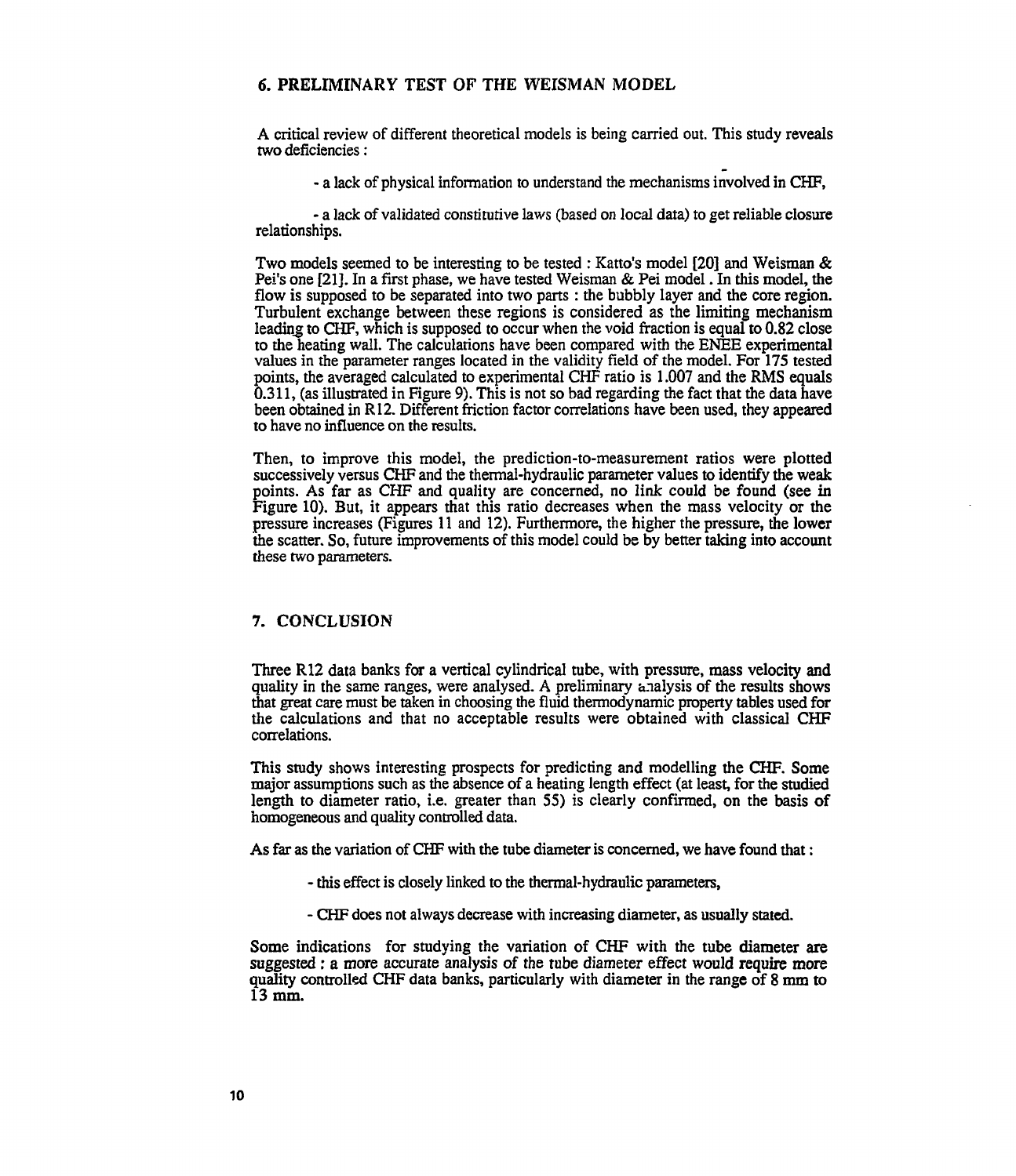## 6. PRELIMINARY TEST OF THE WEISMAN MODEL

A critical review of different theoretical models is being carried out. This study reveals two deficiencies :

- a lack of physical information to understand the mechanisms involved in CHF,

- a lack of validated constitutive laws (based on local data) to get reliable closure relationships.

Two models seemed to be interesting to be tested : Katto's model [20] and Weisman & Pei's one [21]. In a first phase, we have tested Weisman & Pei model . In this model, the flow is supposed to be separated into two parts : the bubbly layer and the core region. Turbulent exchange between these regions is considered as the limiting mechanism leading to CHF, which is supposed to occur when the void fraction is equal to 0.82 close to the heating wall. The calculations have been compared with the ENEE experimental values in the parameter ranges located in the validity field of the model. For 175 tested points, the averaged calculated to experimental CHF ratio is 1.007 and the RMS equals 0.311, (as illustrated in Figure 9). This is not so bad regarding the fact that the data have been obtained in R12. Different friction factor correlations have been used, they appeared to have no influence on the results.

Then, to improve this model, the prediction-to-measurement ratios were plotted successively versus CHF and the thermal-hydraulic parameter values to identify the weak points. As far as CHF and quality are concerned, no link could be found (see in Figure 10). But, it appears that this ratio decreases when the mass velocity or the pressure increases (Figures 11 and 12). Furthermore, the higher the pressure, the lower the scatter. So, future improvements of this model could be by better taking into account these two parameters.

## 7. CONCLUSION

Three R12 data banks for a vertical cylindrical tube, with pressure, mass velocity and quality in the same ranges, were analysed. A preliminary analysis of the results shows that great care must be taken in choosing the fluid thermodynamic property tables used for the calculations and that no acceptable results were obtained with classical CHF correlations.

This study shows interesting prospects for predicting and modelling the CHF. Some major assumptions such as the absence of a heating length effect (at least, for the studied length to diameter ratio, i.e. greater than 55) is clearly confirmed, on the basis of homogeneous and quality controlled data.

As far as the variation of CHF with the tube diameter is concerned, we have found that :

- this effect is closely linked to the thermal-hydraulic parameters,

- CHF does not always decrease with increasing diameter, as usually stated.

Some indications for studying the variation of CHF with the tube diameter are suggested : a more accurate analysis of the tube diameter effect would require more quality controlled CHF data banks, particularly with diameter in the range of 8 mm to 13 mm.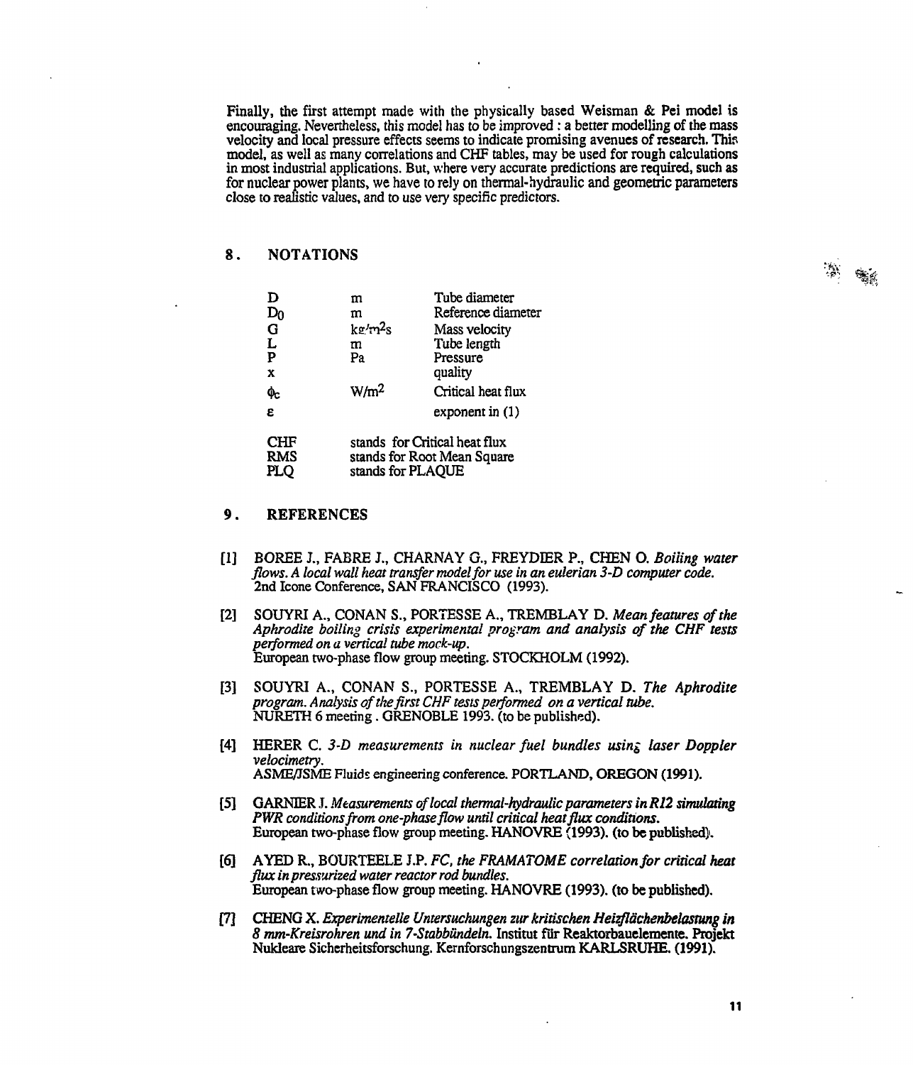Finally, the first attempt made with the physically based Weisman & Pei model is encouraging. Nevertheless, this model has to be improved : a better modelling of the mass velocity and local pressure effects seems to indicate promising avenues of research. This model, as well as many correlations and CHF tables, may be used for rough calculations in most industrial applications. But, where very accurate predictions are required, such as for nuclear power plants, we have to rely on thermal-hydraulic and geometric parameters close to realistic values, and to use very specific predictors.

## 8. NOTATIONS

| | | |
|---|---|---|
| $D$ | m | Tube diameter |
| $D_0$ | m | Reference diameter |
| $G$ | $kg/m^2s$ | Mass velocity |
| $L$ | m | Tube length |
| $P$ | Pa | Pressure |
| $x$ | | quality |
| $\phi_c$ | $W/m^2$ | Critical heat flux |
| $\varepsilon$ | | exponent in (1) |

CHF stands for Critical heat flux
RMS stands for Root Mean Square
PLQ stands for PLAQUE

## 9. REFERENCES

[1] BOREE J., FABRE J., CHARNAY G., FREYDIER P., CHEN O. *Boiling water flows. A local wall heat transfer model for use in an eulerian 3-D computer code.* 2nd Icone Conference, SAN FRANCISCO (1993).

[2] SOUYRI A., CONAN S., PORTESSE A., TREMBLAY D. *Mean features of the Aphrodite boiling crisis experimental program and analysis of the CHF tests performed on a vertical tube mock-up.* European two-phase flow group meeting. STOCKHOLM (1992).

[3] SOUYRI A., CONAN S., PORTESSE A., TREMBLAY D. *The Aphrodite program. Analysis of the first CHF tests performed on a vertical tube.* NURETH 6 meeting . GRENOBLE 1993. (to be published).

[4] HERER C. *3-D measurements in nuclear fuel bundles using laser Doppler velocimetry.* ASME/JSME Fluids engineering conference. PORTLAND, OREGON (1991).

[5] GARNIER J. *Measurements of local thermal-hydraulic parameters in R12 simulating PWR conditions from one-phase flow until critical heat flux conditions.* European two-phase flow group meeting. HANOVRE (1993). (to be published).

[6] AYED R., BOURTEELE J.P. *FC, the FRAMATOME correlation for critical heat flux in pressurized water reactor rod bundles.* European two-phase flow group meeting. HANOVRE (1993). (to be published).

[7] CHENG X. *Experimentelle Untersuchungen zur kritischen Heizflächenbelastung in 8 mm-Kreisrohren und in 7-Stabbündeln.* Institut für Reaktorbauelemente. Projekt Nukleare Sicherheitsforschung. Kernforschungszentrum KARLSRUHE. (1991).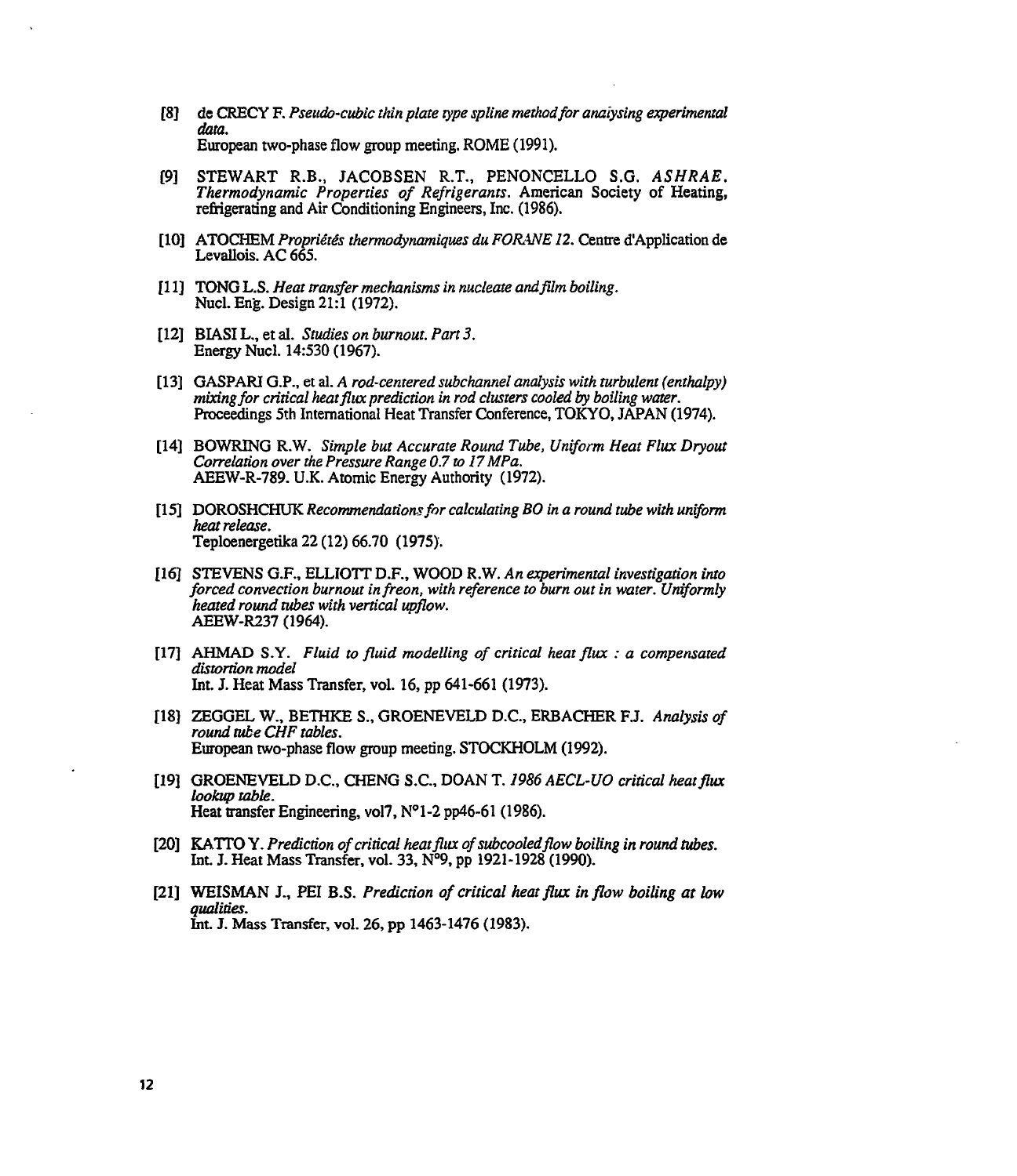[8] de CRECY F. *Pseudo-cubic thin plate type spline method for analysing experimental data.*
European two-phase flow group meeting. ROME (1991).

[9] STEWART R.B., JACOBSEN R.T., PENONCELLO S.G. *ASHRAE. Thermodynamic Properties of Refrigerants.* American Society of Heating, refrigerating and Air Conditioning Engineers, Inc. (1986).

[10] ATOCHEM *Propriétés thermodynamiques du FORANE 12.* Centre d'Application de Levallois. AC 665.

[11] TONG L.S. *Heat transfer mechanisms in nucleate and film boiling.*
Nucl. Eng. Design 21:1 (1972).

[12] BIASI L., et al. *Studies on burnout. Part 3.*
Energy Nucl. 14:530 (1967).

[13] GASPARI G.P., et al. *A rod-centered subchannel analysis with turbulent (enthalpy) mixing for critical heat flux prediction in rod clusters cooled by boiling water.*
Proceedings 5th International Heat Transfer Conference, TOKYO, JAPAN (1974).

[14] BOWRING R.W. *Simple but Accurate Round Tube, Uniform Heat Flux Dryout Correlation over the Pressure Range 0.7 to 17 MPa.*
AEEW-R-789. U.K. Atomic Energy Authority (1972).

[15] DOROSHCHUK *Recommendations for calculating BO in a round tube with uniform heat release.*
Teploenergetika 22 (12) 66.70 (1975).

[16] STEVENS G.F., ELLIOTT D.F., WOOD R.W. *An experimental investigation into forced convection burnout in freon, with reference to burn out in water. Uniformly heated round tubes with vertical upflow.*
AEEW-R237 (1964).

[17] AHMAD S.Y. *Fluid to fluid modelling of critical heat flux : a compensated distortion model*
Int. J. Heat Mass Transfer, vol. 16, pp 641-661 (1973).

[18] ZEGGEL W., BETHKE S., GROENEVELD D.C., ERBACHER F.J. *Analysis of round tube CHF tables.*
European two-phase flow group meeting. STOCKHOLM (1992).

[19] GROENEVELD D.C., CHENG S.C., DOAN T. *1986 AECL-UO critical heat flux lookup table.*
Heat transfer Engineering, vol7, N°1-2 pp46-61 (1986).

[20] KATTO Y. *Prediction of critical heat flux of subcooled flow boiling in round tubes.*
Int. J. Heat Mass Transfer, vol. 33, N°9, pp 1921-1928 (1990).

[21] WEISMAN J., PEI B.S. *Prediction of critical heat flux in flow boiling at low qualities.*
Int. J. Mass Transfer, vol. 26, pp 1463-1476 (1983).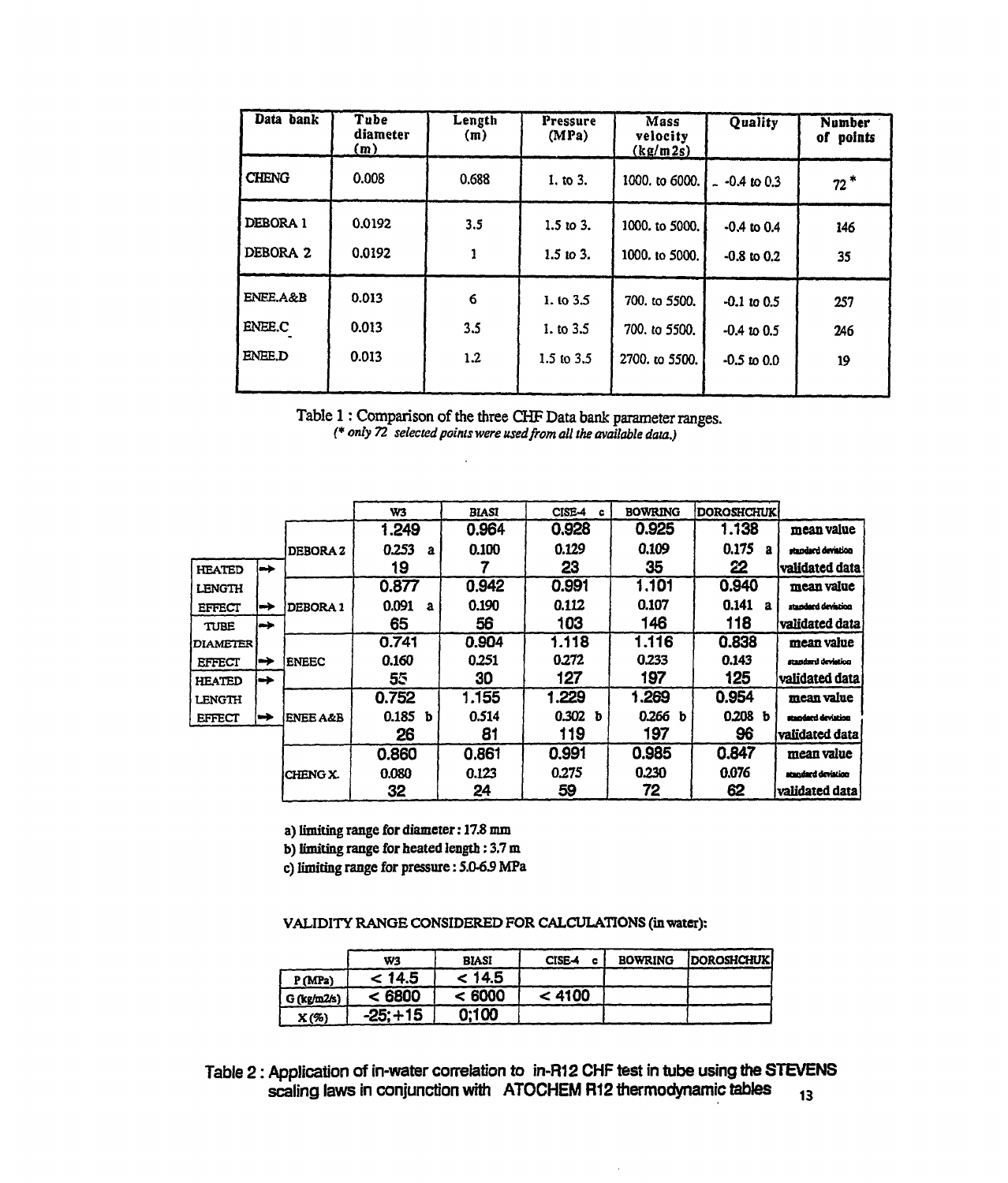| Data bank | Tube diameter (m) | Length (m) | Pressure (MPa) | Mass velocity (kg/m2s) | Quality | Number of points |
|---|---|---|---|---|---|---|
| CHENG | 0.008 | 0.688 | 1. to 3. | 1000. to 6000. | -0.4 to 0.3 | 72 * |
| DEBORA 1 | 0.0192 | 3.5 | 1.5 to 3. | 1000. to 5000. | -0.4 to 0.4 | 146 |
| DEBORA 2 | 0.0192 | 1 | 1.5 to 3. | 1000. to 5000. | -0.8 to 0.2 | 35 |
| ENEE.A&B | 0.013 | 6 | 1. to 3.5 | 700. to 5500. | -0.1 to 0.5 | 257 |
| ENEE.C | 0.013 | 3.5 | 1. to 3.5 | 700. to 5500. | -0.4 to 0.5 | 246 |
| ENEE.D | 0.013 | 1.2 | 1.5 to 3.5 | 2700. to 5500. | -0.5 to 0.0 | 19 |

Table 1 : Comparison of the three CHF Data bank parameter ranges.
*(\* only 72 selected points were used from all the available data.)*

| | | W3 | BIASI | CISE-4 c | BOWRING | DOROSHCHUK | |
|---|---|---|---|---|---|---|---|
| | DEBORA 2 | 1.249 | 0.964 | 0.928 | 0.925 | 1.138 | mean value |
| | | 0.253 a | 0.100 | 0.129 | 0.109 | 0.175 a | standard deviation |
| HEATED LENGTH EFFECT → | | 19 | 7 | 23 | 35 | 22 | validated data |
| | DEBORA 1 | 0.877 | 0.942 | 0.991 | 1.101 | 0.940 | mean value |
| | | 0.091 a | 0.190 | 0.112 | 0.107 | 0.141 a | standard deviation |
| TUBE DIAMETER EFFECT → | | 65 | 56 | 103 | 146 | 118 | validated data |
| | ENEEC | 0.741 | 0.904 | 1.118 | 1.116 | 0.838 | mean value |
| | | 0.160 | 0.251 | 0.272 | 0.233 | 0.143 | standard deviation |
| HEATED LENGTH EFFECT → | | 55 | 30 | 127 | 197 | 125 | validated data |
| | ENEE A&B | 0.752 | 1.155 | 1.229 | 1.269 | 0.954 | mean value |
| | | 0.185 b | 0.514 | 0.302 b | 0.266 b | 0.208 b | standard deviation |
| | | 26 | 81 | 119 | 197 | 96 | validated data |
| | CHENG X. | 0.860 | 0.861 | 0.991 | 0.985 | 0.847 | mean value |
| | | 0.080 | 0.123 | 0.275 | 0.230 | 0.076 | standard deviation |
| | | 32 | 24 | 59 | 72 | 62 | validated data |

a) limiting range for diameter : 17.8 mm
b) limiting range for heated length : 3.7 m
c) limiting range for pressure : 5.0-6.9 MPa

VALIDITY RANGE CONSIDERED FOR CALCULATIONS (in water):

| | W3 | BIASI | CISE-4 c | BOWRING | DOROSHCHUK |
|---|---|---|---|---|---|
| P (MPa) | < 14.5 | < 14.5 | | | |
| G (kg/m2/s) | < 6800 | < 6000 | < 4100 | | |
| X (%) | -25;+15 | 0;100 | | | |

**Table 2 : Application of in-water correlation to in-R12 CHF test in tube using the STEVENS scaling laws in conjunction with ATOCHEM R12 thermodynamic tables**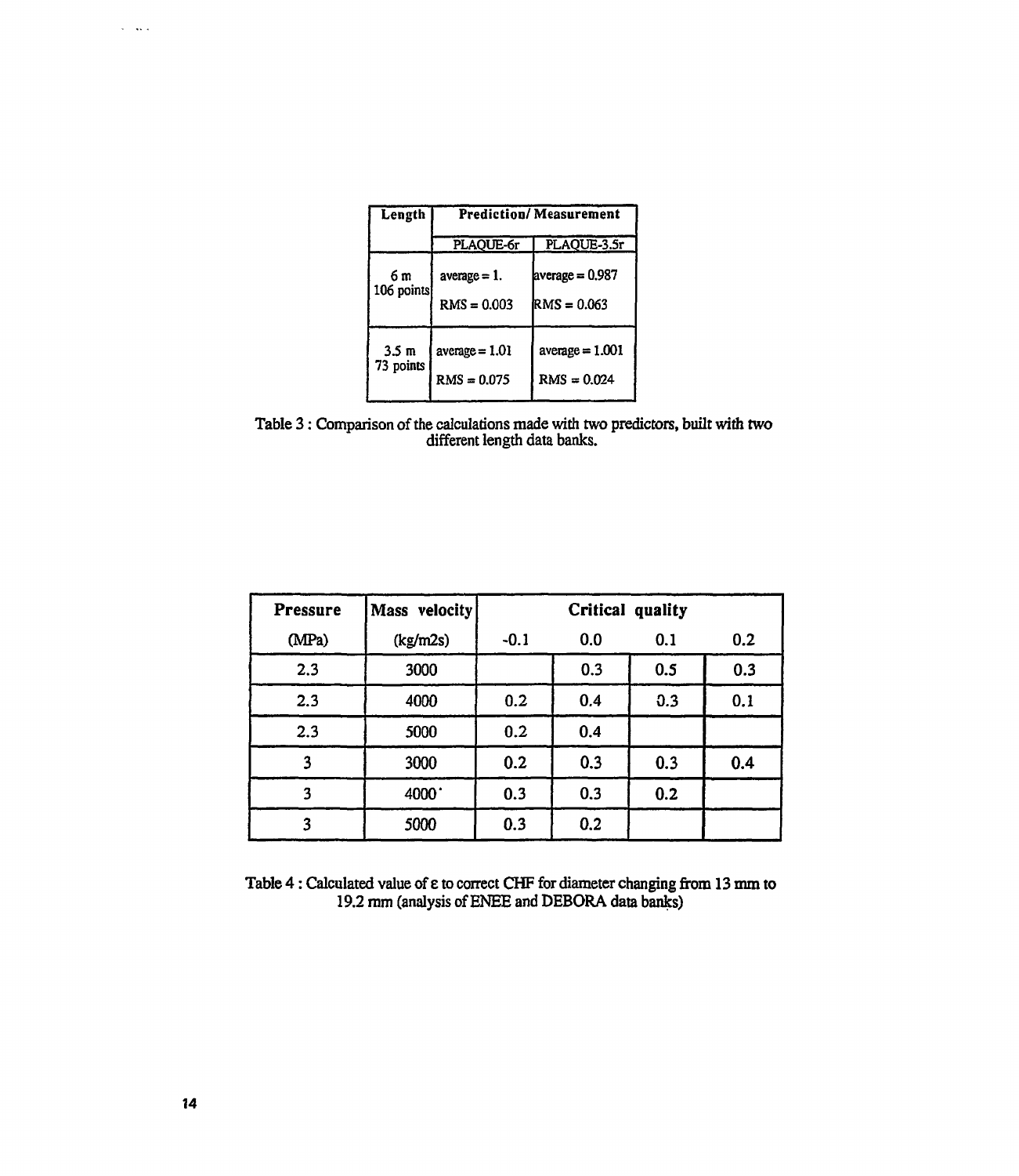| Length | Prediction/ Measurement | |
|---|---|---|
| | PLAQUE-6r | PLAQUE-3.5r |
| 6 m<br>106 points | average = 1.<br>RMS = 0.003 | average = 0.987<br>RMS = 0.063 |
| 3.5 m<br>73 points | average = 1.01<br>RMS = 0.075 | average = 1.001<br>RMS = 0.024 |

Table 3 : Comparison of the calculations made with two predictors, built with two different length data banks.

| Pressure | Mass velocity | Critical quality | | | |
|---|---|---|---|---|---|
| (MPa) | (kg/m2s) | -0.1 | 0.0 | 0.1 | 0.2 |
| 2.3 | 3000 | | 0.3 | 0.5 | 0.3 |
| 2.3 | 4000 | 0.2 | 0.4 | 0.3 | 0.1 |
| 2.3 | 5000 | 0.2 | 0.4 | | |
| 3 | 3000 | 0.2 | 0.3 | 0.3 | 0.4 |
| 3 | 4000 | 0.3 | 0.3 | 0.2 | |
| 3 | 5000 | 0.3 | 0.2 | | |

Table 4 : Calculated value of $\varepsilon$ to correct CHF for diameter changing from 13 mm to 19.2 mm (analysis of ENEE and DEBORA data banks)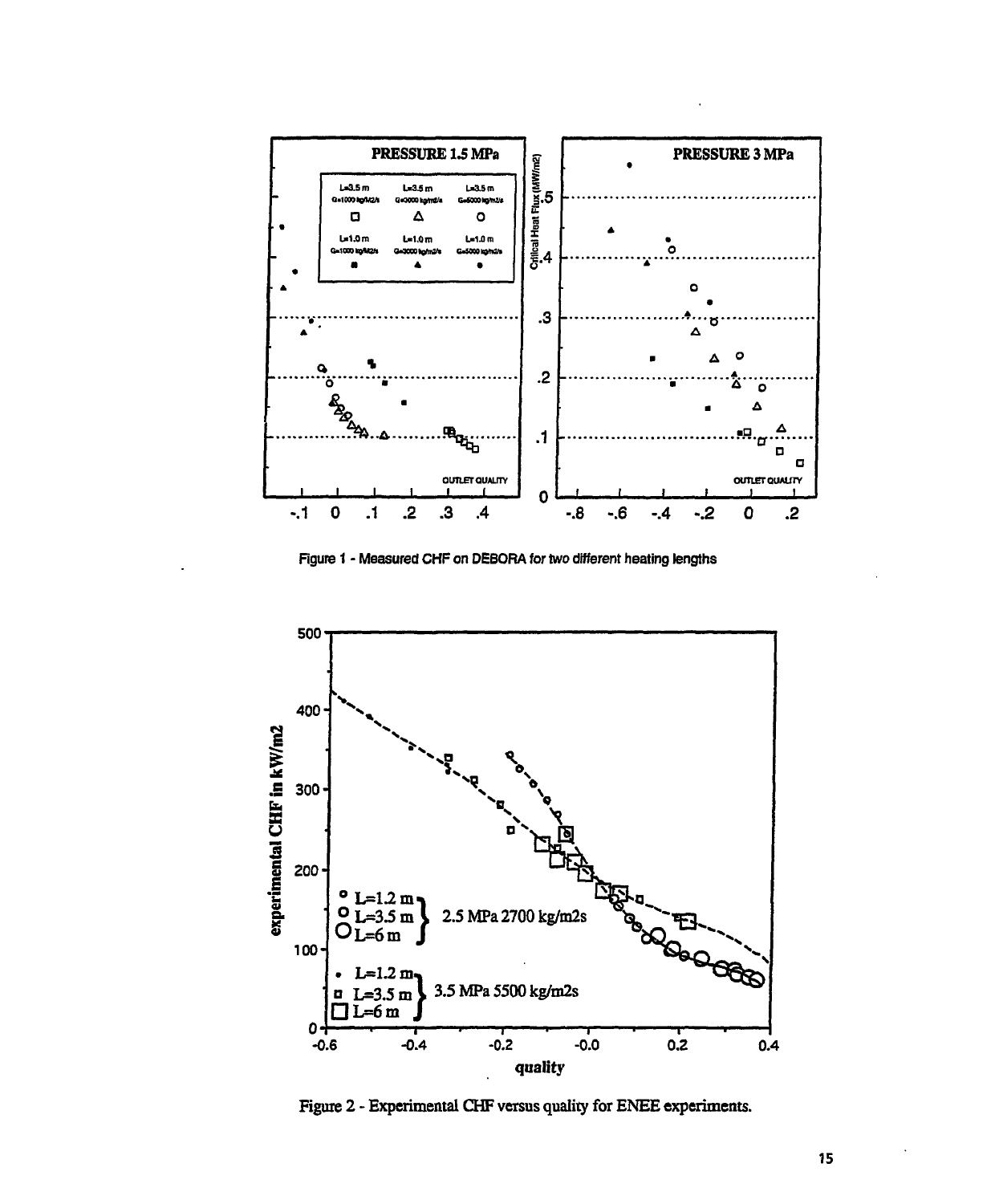PRESSURE 1.5 MPa

L=3.5 m G=1000 kg/M2/s

L=3.5 m G=3000 kg/m2/s

L=3.5 m G=5000 kg/m2/s

L=1.0 m G=1000 kg/M2/s

L=1.0 m G=3000 kg/m2/s

L=1.0 m G=5000 kg/m2/s

OUTLET QUALITY

-.1 0 .1 .2 .3 .4

PRESSURE 3 MPa

Critical Heat Flux (MW/m2)

0 .1 .2 .3 .4 .5

OUTLET QUALITY

-.8 -.6 -.4 -.2 0 .2

Figure 1 - Measured CHF on DEBORA for two different heating lengths

experimental CHF in kW/m2

0 100 200 300 400 500

L=1.2 m

L=3.5 m

L=6 m

2.5 MPa 2700 kg/m2s

L=1.2 m

L=3.5 m

L=6 m

3.5 MPa 5500 kg/m2s

-0.6 -0.4 -0.2 -0.0 0.2 0.4

quality

Figure 2 - Experimental CHF versus quality for ENEE experiments.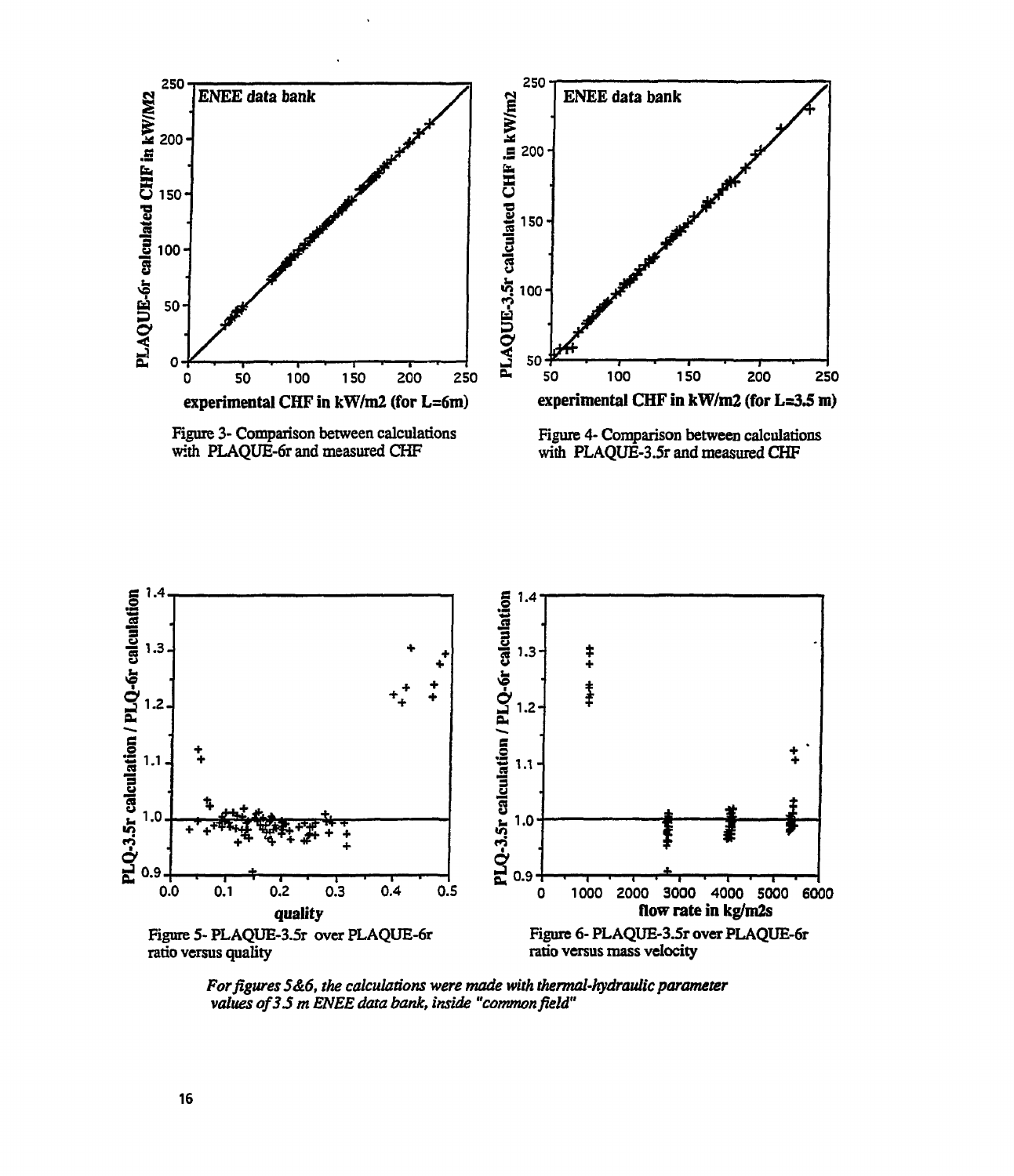ENEE data bank

PLAQUE-6r calculated CHF in kW/M2

250
200
150
100
50
0

0 50 100 150 200 250

experimental CHF in kW/m2 (for L=6m)

Figure 3- Comparison between calculations with PLAQUE-6r and measured CHF

ENEE data bank

PLAQUE-3.5r calculated CHF in kW/m2

250
200
150
100
50

50 100 150 200 250

experimental CHF in kW/m2 (for L=3.5 m)

Figure 4- Comparison between calculations with PLAQUE-3.5r and measured CHF

PLQ-3.5r calculation / PLQ-6r calculation

1.4
1.3
1.2
1.1
1.0
0.9

0.0 0.1 0.2 0.3 0.4 0.5

quality

Figure 5- PLAQUE-3.5r over PLAQUE-6r ratio versus quality

PLQ-3.5r calculation / PLQ-6r calculation

1.4
1.3
1.2
1.1
1.0
0.9

0 1000 2000 3000 4000 5000 6000

flow rate in kg/m2s

Figure 6- PLAQUE-3.5r over PLAQUE-6r ratio versus mass velocity

*For figures 5&6, the calculations were made with thermal-hydraulic parameter values of 3.5 m ENEE data bank, inside "common field"*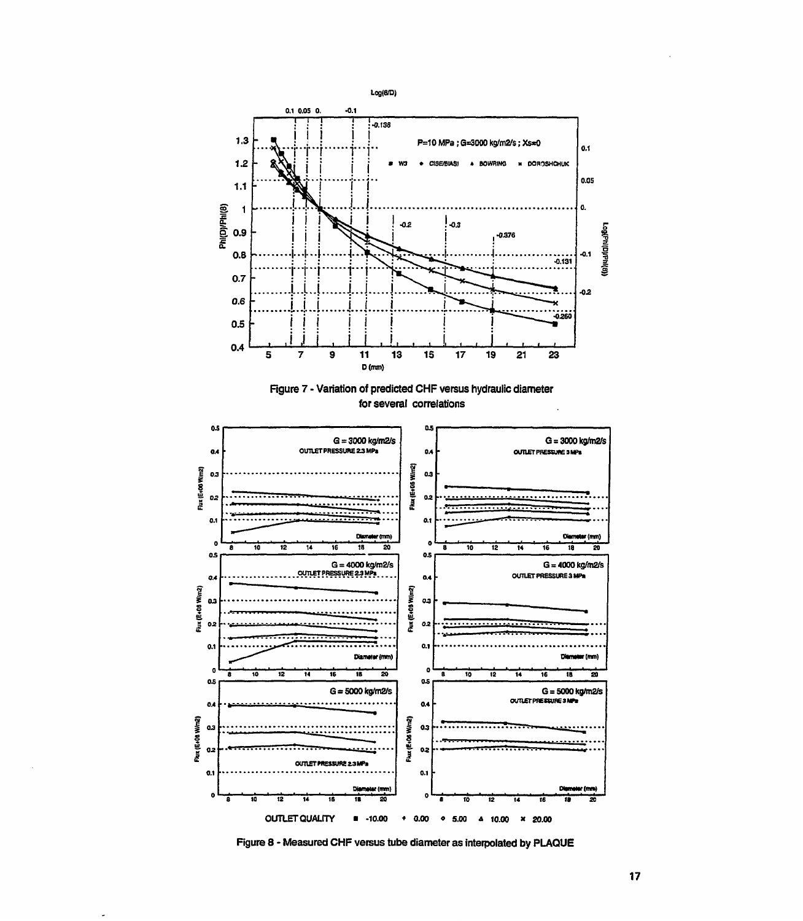Log(8/D)

0.1 0.05 0. -0.1

-0.138

P=10 MPa ; G=3000 kg/m2/s ; Xs=0

W3 CISE/BIASI BOWRING DOROSHCHUK

1.3
1.2
1.1
1
0.9
0.8
0.7
0.6
0.5
0.4

Phi(D)/Phi(8)

-0.2 -0.3 -0.376

0.1
0.05
0.
-0.1
-0.131
-0.2
-0.260

Log(Phi(D)/Phi(8))

5 7 9 11 13 15 17 19 21 23

D (mm)

Figure 7 - Variation of predicted CHF versus hydraulic diameter for several correlations

G = 3000 kg/m2/s
OUTLET PRESSURE 2.3 MPa

G = 3000 kg/m2/s
OUTLET PRESSURE 3 MPa

G = 4000 kg/m2/s
OUTLET PRESSURE 2.3 MPa

G = 4000 kg/m2/s
OUTLET PRESSURE 3 MPa

G = 5000 kg/m2/s
OUTLET PRESSURE 2.3 MPa

G = 5000 kg/m2/s
OUTLET PRESSURE 3 MPa

Flux (E+06 W/m2)

Diameter (mm)

0 0.1 0.2 0.3 0.4 0.5

8 10 12 14 16 18 20

OUTLET QUALITY ■ -10.00 + 0.00 ◆ 5.00 ▲ 10.00 × 20.00

Figure 8 - Measured CHF versus tube diameter as interpolated by PLAQUE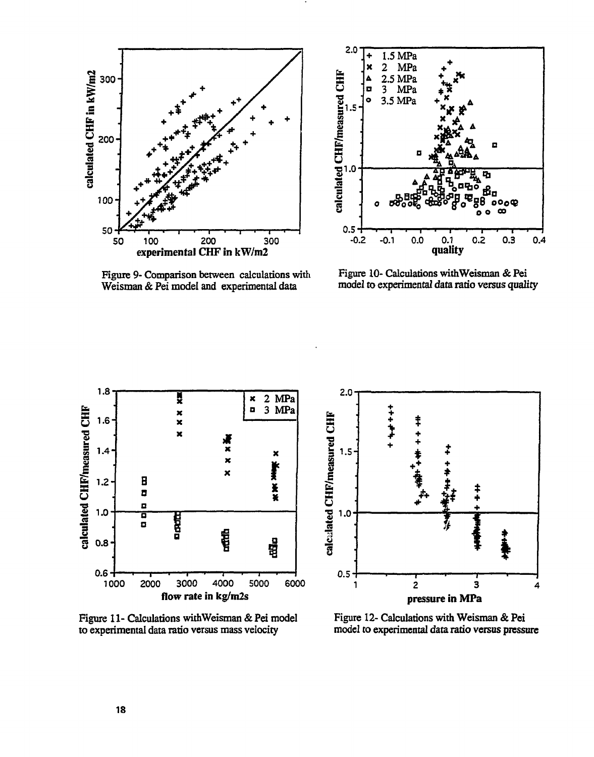calculated CHF in kW/m2

300

200

100

50

50 100 200 300

experimental CHF in kW/m2

Figure 9- Comparison between calculations with Weisman & Pei model and experimental data

2.0

1.5

1.0

0.5

calculated CHF/measured CHF

+ 1.5 MPa

× 2 MPa

▵ 2.5 MPa

□ 3 MPa

○ 3.5 MPa

-0.2 -0.1 0.0 0.1 0.2 0.3 0.4

quality

Figure 10- Calculations withWeisman & Pei model to experimental data ratio versus quality

1.8

1.6

1.4

1.2

1.0

0.8

0.6

calculated CHF/measured CHF

× 2 MPa

□ 3 MPa

1000 2000 3000 4000 5000 6000

flow rate in kg/m2s

Figure 11- Calculations withWeisman & Pei model to experimental data ratio versus mass velocity

2.0

1.5

1.0

0.5

calculated CHF/measured CHF

1 2 3 4

pressure in MPa

Figure 12- Calculations with Weisman & Pei model to experimental data ratio versus pressure